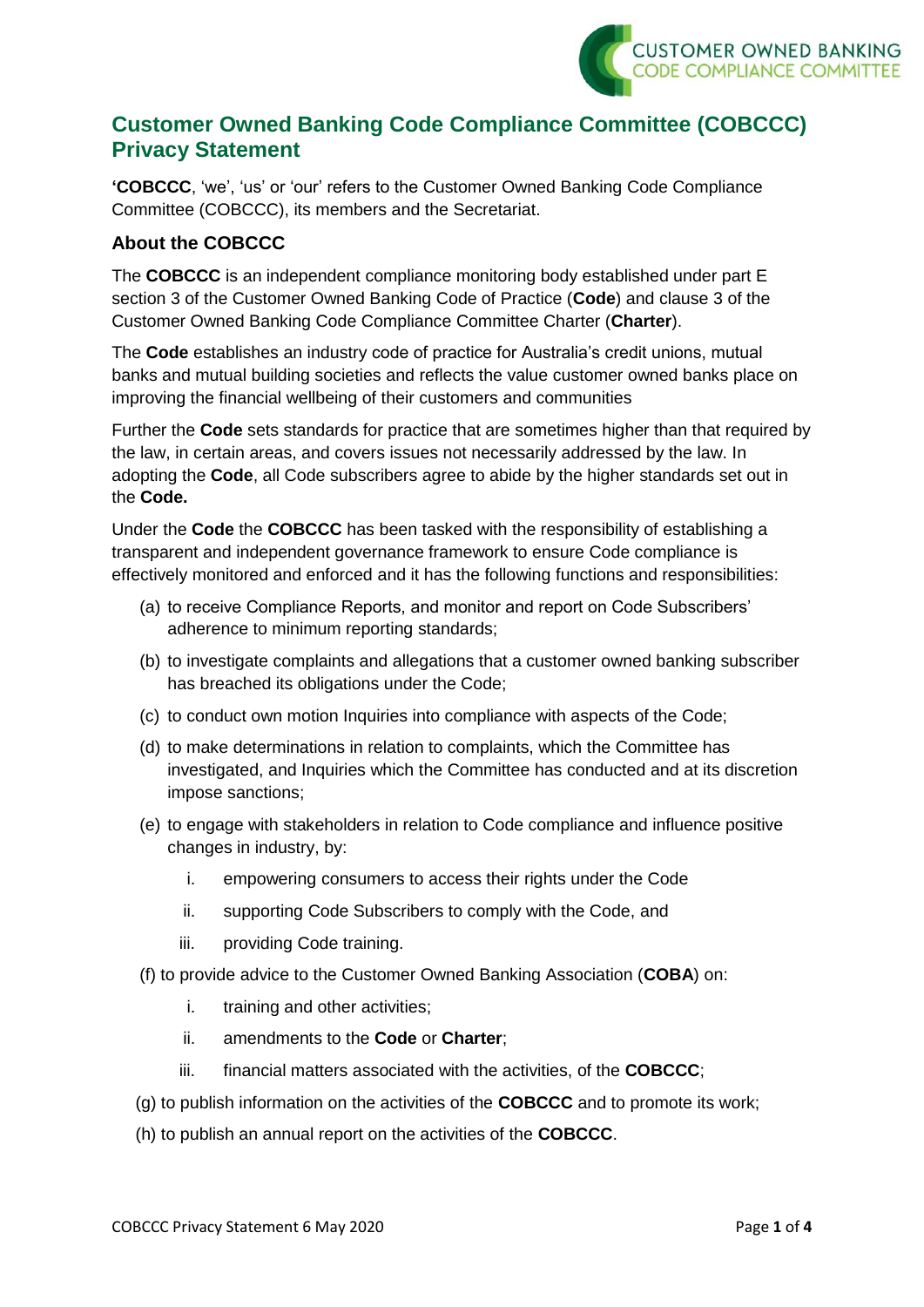# Customer Owned Banking Code Compliance Committee (COBCCC) Privacy Statement

**'COBCCC**, 'we', 'us' or 'our' refers to the Customer Owned Banking Code Compliance Committee (COBCCC), its members and the Secretariat.

## About the COBCCC

The **COBCCC** is an independent compliance monitoring body established under part E section 3 of the Customer Owned Banking Code of Practice (**Code**) and clause 3 of the Customer Owned Banking Code Compliance Committee Charter (**Charter**).

The **Code** establishes an industry code of practice for Australia's credit unions, mutual banks and mutual building societies and reflects the value customer owned banks place on improving the financial wellbeing of their customers and communities

Further the **Code** sets standards for practice that are sometimes higher than that required by the law, in certain areas, and covers issues not necessarily addressed by the law. In adopting the **Code**, all Code subscribers agree to abide by the higher standards set out in the **Code.**

Under the **Code** the **COBCCC** has been tasked with the responsibility of establishing a transparent and independent governance framework to ensure Code compliance is effectively monitored and enforced and it has the following functions and responsibilities:

(a) to receive Compliance Reports, and monitor and report on Code Subscribers' adherence to minimum reporting standards;

(b) to investigate complaints and allegations that a customer owned banking subscriber has breached its obligations under the Code;

(c) to conduct own motion Inquiries into compliance with aspects of the Code;

(d) to make determinations in relation to complaints, which the Committee has investigated, and Inquiries which the Committee has conducted and at its discretion impose sanctions;

(e) to engage with stakeholders in relation to Code compliance and influence positive changes in industry, by:

   i. empowering consumers to access their rights under the Code

   ii. supporting Code Subscribers to comply with the Code, and

   iii. providing Code training.

(f) to provide advice to the Customer Owned Banking Association (**COBA**) on:

   i. training and other activities;

   ii. amendments to the **Code** or **Charter**;

   iii. financial matters associated with the activities, of the **COBCCC**;

(g) to publish information on the activities of the **COBCCC** and to promote its work;

(h) to publish an annual report on the activities of the **COBCCC**.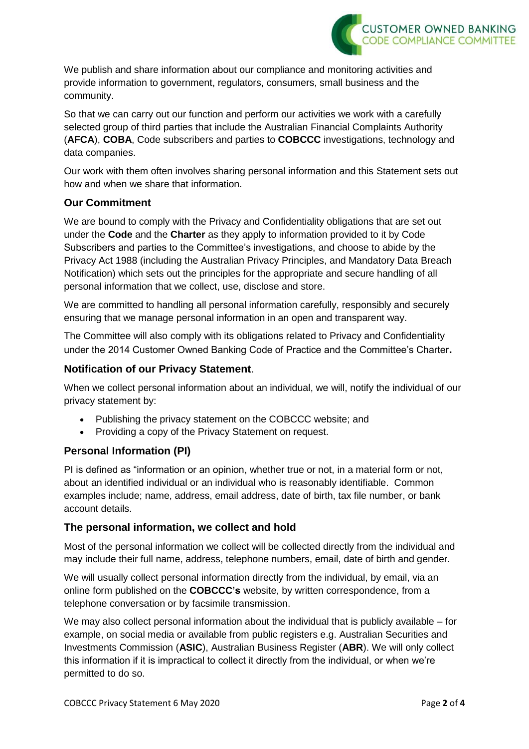We publish and share information about our compliance and monitoring activities and provide information to government, regulators, consumers, small business and the community.

So that we can carry out our function and perform our activities we work with a carefully selected group of third parties that include the Australian Financial Complaints Authority (**AFCA**), **COBA**, Code subscribers and parties to **COBCCC** investigations, technology and data companies.

Our work with them often involves sharing personal information and this Statement sets out how and when we share that information.

## Our Commitment

We are bound to comply with the Privacy and Confidentiality obligations that are set out under the **Code** and the **Charter** as they apply to information provided to it by Code Subscribers and parties to the Committee's investigations, and choose to abide by the Privacy Act 1988 (including the Australian Privacy Principles, and Mandatory Data Breach Notification) which sets out the principles for the appropriate and secure handling of all personal information that we collect, use, disclose and store.

We are committed to handling all personal information carefully, responsibly and securely ensuring that we manage personal information in an open and transparent way.

The Committee will also comply with its obligations related to Privacy and Confidentiality under the 2014 Customer Owned Banking Code of Practice and the Committee's Charter**.**

## Notification of our Privacy Statement.

When we collect personal information about an individual, we will, notify the individual of our privacy statement by:

- Publishing the privacy statement on the COBCCC website; and
- Providing a copy of the Privacy Statement on request.

## Personal Information (PI)

PI is defined as "information or an opinion, whether true or not, in a material form or not, about an identified individual or an individual who is reasonably identifiable. Common examples include; name, address, email address, date of birth, tax file number, or bank account details.

## The personal information, we collect and hold

Most of the personal information we collect will be collected directly from the individual and may include their full name, address, telephone numbers, email, date of birth and gender.

We will usually collect personal information directly from the individual, by email, via an online form published on the **COBCCC's** website, by written correspondence, from a telephone conversation or by facsimile transmission.

We may also collect personal information about the individual that is publicly available – for example, on social media or available from public registers e.g. Australian Securities and Investments Commission (**ASIC**), Australian Business Register (**ABR**). We will only collect this information if it is impractical to collect it directly from the individual, or when we're permitted to do so.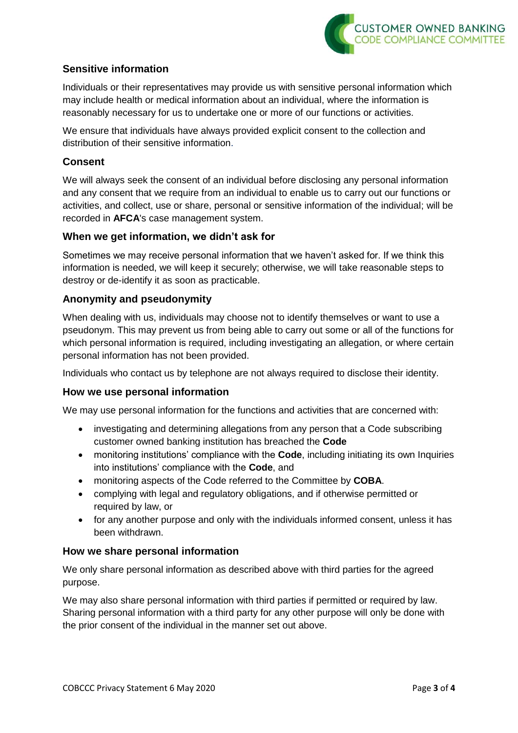## Sensitive information

Individuals or their representatives may provide us with sensitive personal information which may include health or medical information about an individual, where the information is reasonably necessary for us to undertake one or more of our functions or activities.

We ensure that individuals have always provided explicit consent to the collection and distribution of their sensitive information.

## Consent

We will always seek the consent of an individual before disclosing any personal information and any consent that we require from an individual to enable us to carry out our functions or activities, and collect, use or share, personal or sensitive information of the individual; will be recorded in **AFCA**'s case management system.

## When we get information, we didn't ask for

Sometimes we may receive personal information that we haven't asked for. If we think this information is needed, we will keep it securely; otherwise, we will take reasonable steps to destroy or de-identify it as soon as practicable.

## Anonymity and pseudonymity

When dealing with us, individuals may choose not to identify themselves or want to use a pseudonym. This may prevent us from being able to carry out some or all of the functions for which personal information is required, including investigating an allegation, or where certain personal information has not been provided.

Individuals who contact us by telephone are not always required to disclose their identity.

## How we use personal information

We may use personal information for the functions and activities that are concerned with:

- investigating and determining allegations from any person that a Code subscribing customer owned banking institution has breached the **Code**
- monitoring institutions' compliance with the **Code**, including initiating its own Inquiries into institutions' compliance with the **Code**, and
- monitoring aspects of the Code referred to the Committee by **COBA**.
- complying with legal and regulatory obligations, and if otherwise permitted or required by law, or
- for any another purpose and only with the individuals informed consent, unless it has been withdrawn.

## How we share personal information

We only share personal information as described above with third parties for the agreed purpose.

We may also share personal information with third parties if permitted or required by law. Sharing personal information with a third party for any other purpose will only be done with the prior consent of the individual in the manner set out above.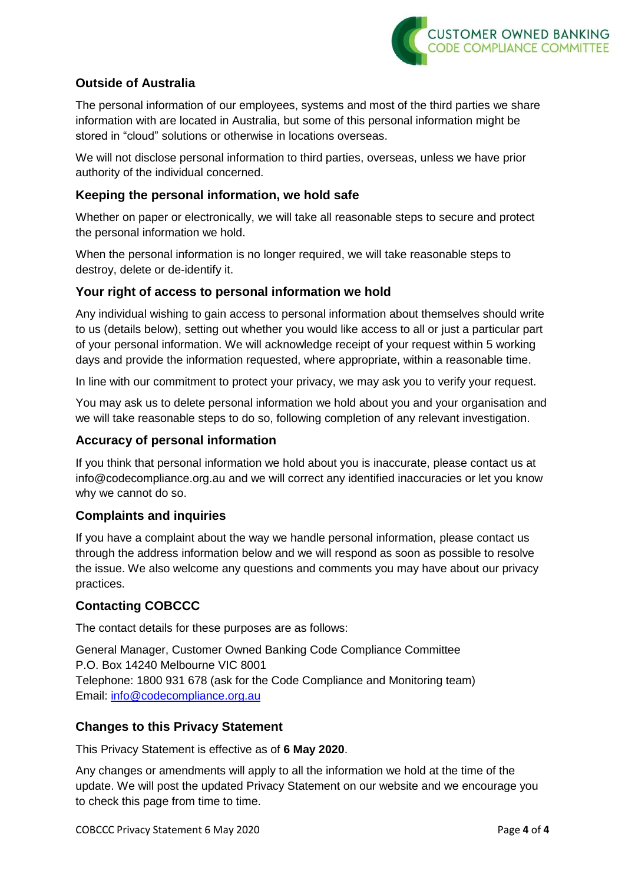## Outside of Australia

The personal information of our employees, systems and most of the third parties we share information with are located in Australia, but some of this personal information might be stored in "cloud" solutions or otherwise in locations overseas.

We will not disclose personal information to third parties, overseas, unless we have prior authority of the individual concerned.

## Keeping the personal information, we hold safe

Whether on paper or electronically, we will take all reasonable steps to secure and protect the personal information we hold.

When the personal information is no longer required, we will take reasonable steps to destroy, delete or de-identify it.

## Your right of access to personal information we hold

Any individual wishing to gain access to personal information about themselves should write to us (details below), setting out whether you would like access to all or just a particular part of your personal information. We will acknowledge receipt of your request within 5 working days and provide the information requested, where appropriate, within a reasonable time.

In line with our commitment to protect your privacy, we may ask you to verify your request.

You may ask us to delete personal information we hold about you and your organisation and we will take reasonable steps to do so, following completion of any relevant investigation.

## Accuracy of personal information

If you think that personal information we hold about you is inaccurate, please contact us at info@codecompliance.org.au and we will correct any identified inaccuracies or let you know why we cannot do so.

## Complaints and inquiries

If you have a complaint about the way we handle personal information, please contact us through the address information below and we will respond as soon as possible to resolve the issue. We also welcome any questions and comments you may have about our privacy practices.

## Contacting COBCCC

The contact details for these purposes are as follows:

General Manager, Customer Owned Banking Code Compliance Committee
P.O. Box 14240 Melbourne VIC 8001
Telephone: 1800 931 678 (ask for the Code Compliance and Monitoring team)
Email: info@codecompliance.org.au

## Changes to this Privacy Statement

This Privacy Statement is effective as of **6 May 2020**.

Any changes or amendments will apply to all the information we hold at the time of the update. We will post the updated Privacy Statement on our website and we encourage you to check this page from time to time.